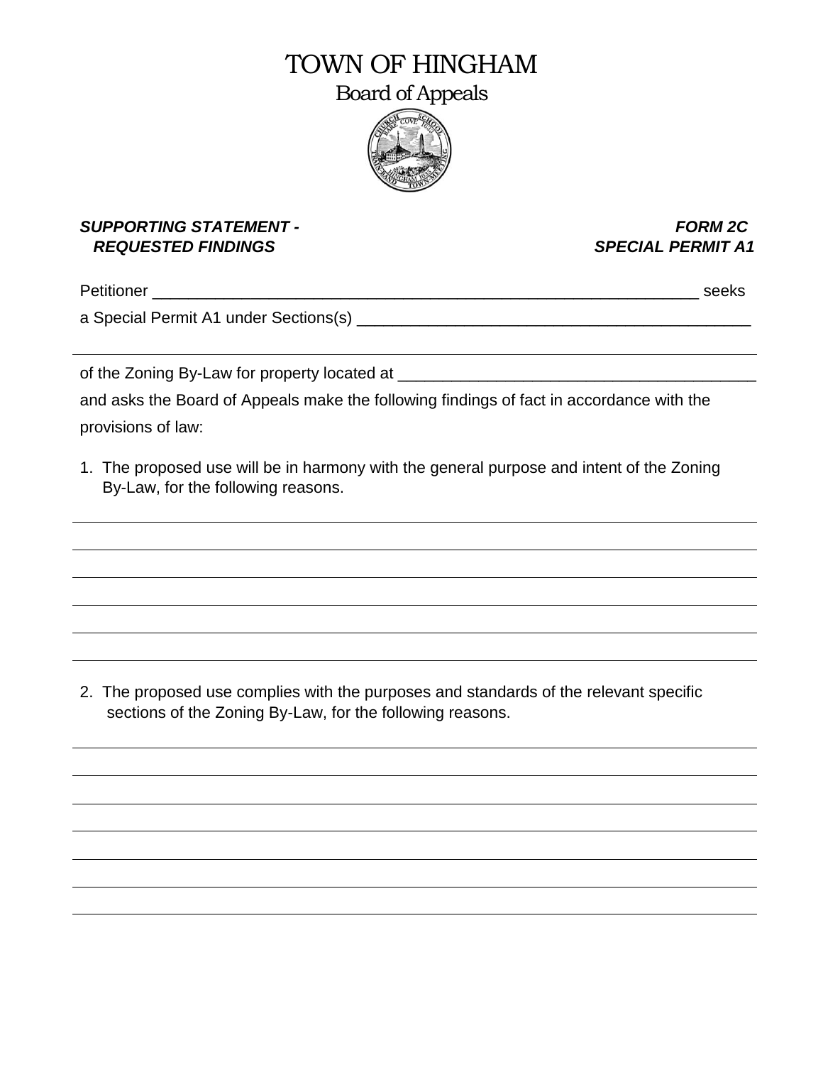# TOWN OF HINGHAM

## Board of Appeals

***SUPPORTING STATEMENT - REQUESTED FINDINGS***

***FORM 2C SPECIAL PERMIT A1***

Petitioner ________________________________________________________________ seeks a Special Permit A1 under Sections(s) ____________________________________________

______________________________________________________________________________

of the Zoning By-Law for property located at _________________________________________ and asks the Board of Appeals make the following findings of fact in accordance with the provisions of law:

1. The proposed use will be in harmony with the general purpose and intent of the Zoning By-Law, for the following reasons.

______________________________________________________________________________

______________________________________________________________________________

______________________________________________________________________________

______________________________________________________________________________

______________________________________________________________________________

______________________________________________________________________________

2. The proposed use complies with the purposes and standards of the relevant specific sections of the Zoning By-Law, for the following reasons.

______________________________________________________________________________

______________________________________________________________________________

______________________________________________________________________________

______________________________________________________________________________

______________________________________________________________________________

______________________________________________________________________________

______________________________________________________________________________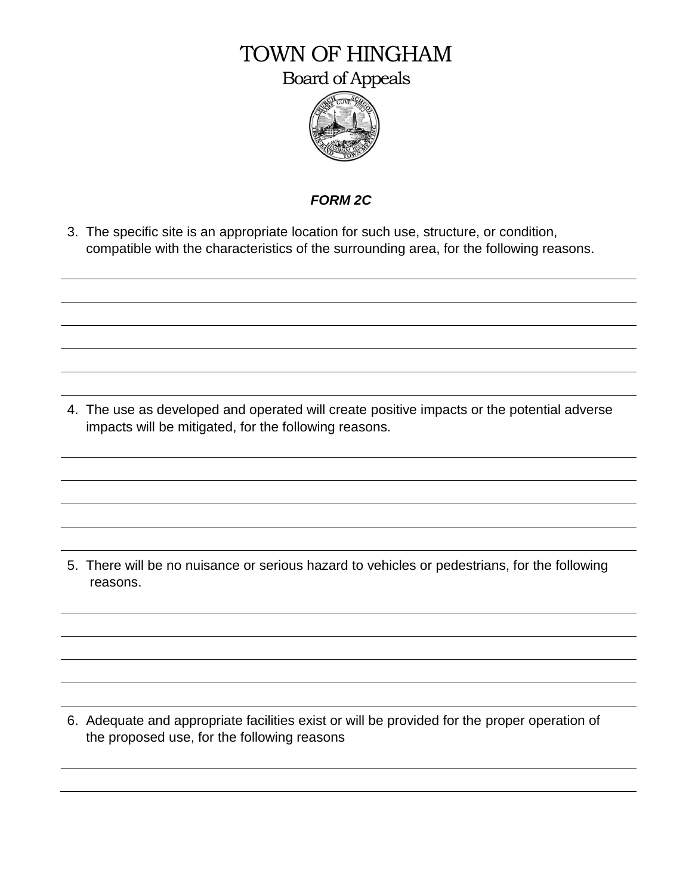# TOWN OF HINGHAM

## Board of Appeals

***FORM 2C***

3. The specific site is an appropriate location for such use, structure, or condition, compatible with the characteristics of the surrounding area, for the following reasons.

4. The use as developed and operated will create positive impacts or the potential adverse impacts will be mitigated, for the following reasons.

5. There will be no nuisance or serious hazard to vehicles or pedestrians, for the following reasons.

6. Adequate and appropriate facilities exist or will be provided for the proper operation of the proposed use, for the following reasons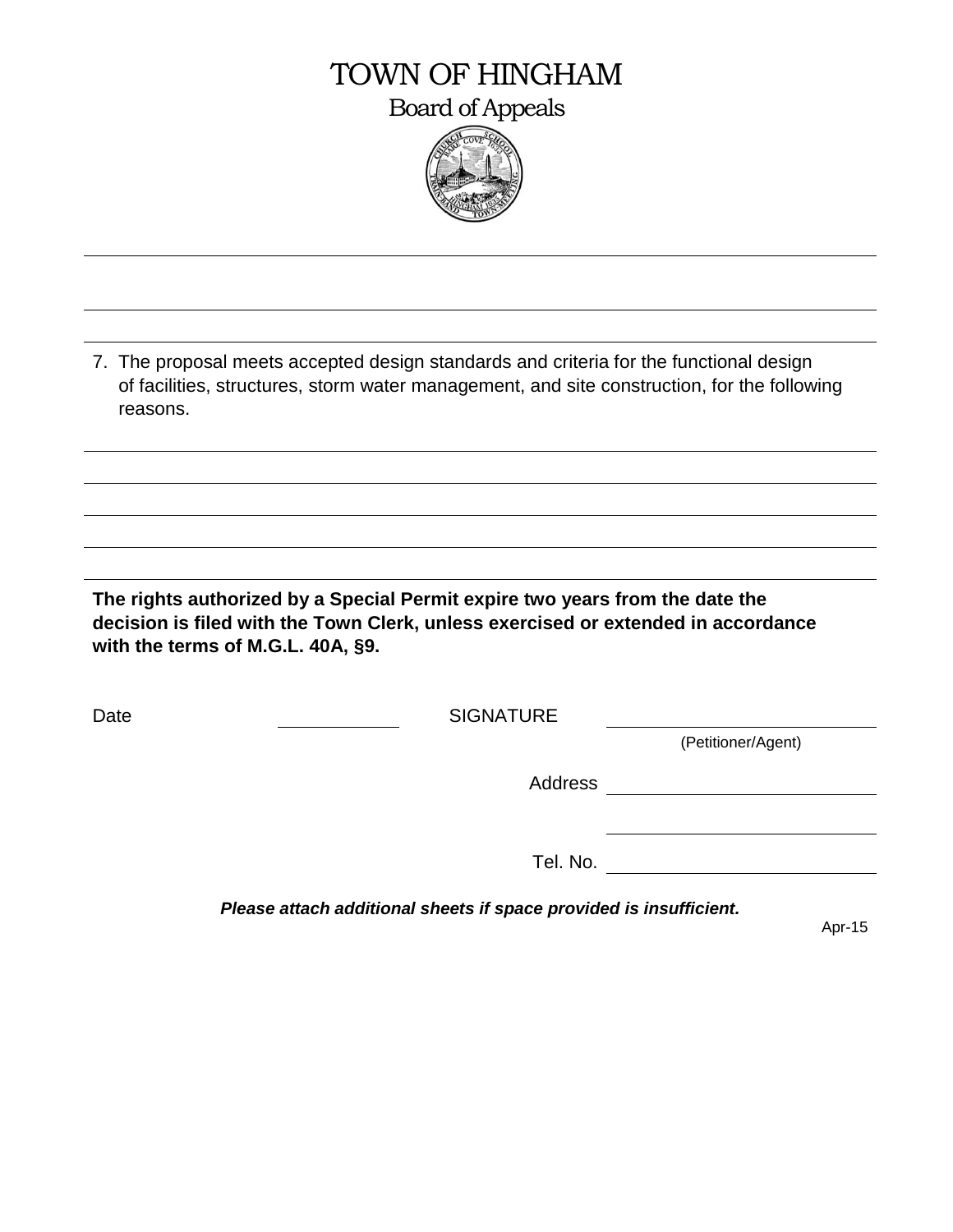# TOWN OF HINGHAM

## Board of Appeals

7. The proposal meets accepted design standards and criteria for the functional design of facilities, structures, storm water management, and site construction, for the following reasons.

**The rights authorized by a Special Permit expire two years from the date the decision is filed with the Town Clerk, unless exercised or extended in accordance with the terms of M.G.L. 40A, §9.**

Date ____________ SIGNATURE ________________________
(Petitioner/Agent)

Address ________________________

________________________

Tel. No. ________________________

***Please attach additional sheets if space provided is insufficient.***

Apr-15